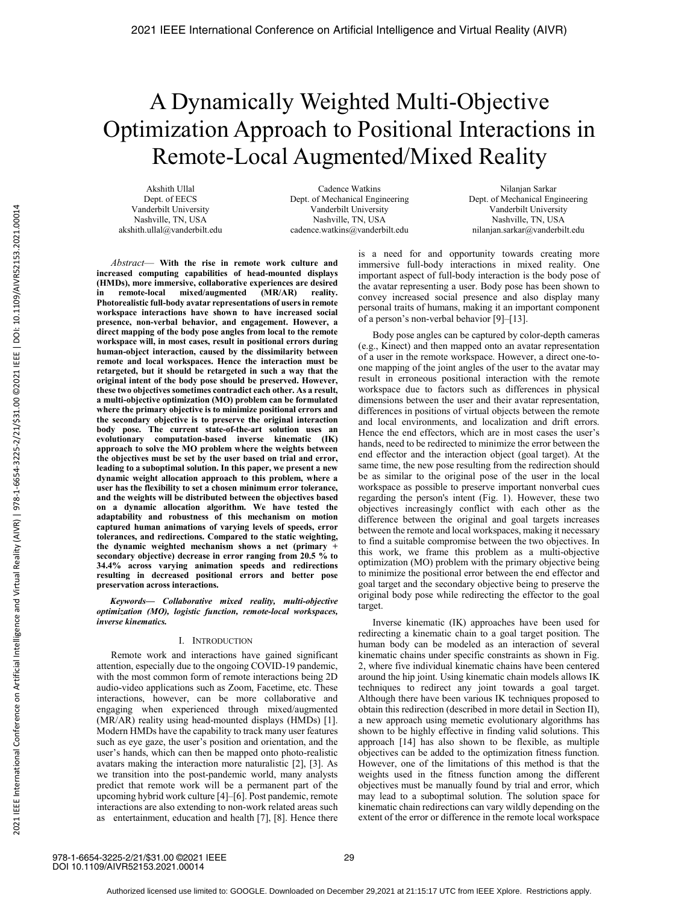# A Dynamically Weighted Multi-Objective Optimization Approach to Positional Interactions in Remote-Local Augmented/Mixed Reality

Akshith Ullal
Dept. of EECS
Vanderbilt University
Nashville, TN, USA
akshith.ullal@vanderbilt.edu

Cadence Watkins
Dept. of Mechanical Engineering
Vanderbilt University
Nashville, TN, USA
cadence.watkins@vanderbilt.edu

Nilanjan Sarkar
Dept. of Mechanical Engineering
Vanderbilt University
Nashville, TN, USA
nilanjan.sarkar@vanderbilt.edu

*Abstract*— **With the rise in remote work culture and increased computing capabilities of head-mounted displays (HMDs), more immersive, collaborative experiences are desired in remote-local mixed/augmented (MR/AR) reality. Photorealistic full-body avatar representations of users in remote workspace interactions have shown to have increased social presence, non-verbal behavior, and engagement. However, a direct mapping of the body pose angles from local to the remote workspace will, in most cases, result in positional errors during human-object interaction, caused by the dissimilarity between remote and local workspaces. Hence the interaction must be retargeted, but it should be retargeted in such a way that the original intent of the body pose should be preserved. However, these two objectives sometimes contradict each other. As a result, a multi-objective optimization (MO) problem can be formulated where the primary objective is to minimize positional errors and the secondary objective is to preserve the original interaction body pose. The current state-of-the-art solution uses an evolutionary computation-based inverse kinematic (IK) approach to solve the MO problem where the weights between the objectives must be set by the user based on trial and error, leading to a suboptimal solution. In this paper, we present a new dynamic weight allocation approach to this problem, where a user has the flexibility to set a chosen minimum error tolerance, and the weights will be distributed between the objectives based on a dynamic allocation algorithm. We have tested the adaptability and robustness of this mechanism on motion captured human animations of varying levels of speeds, error tolerances, and redirections. Compared to the static weighting, the dynamic weighted mechanism shows a net (primary + secondary objective) decrease in error ranging from 20.5 % to 34.4% across varying animation speeds and redirections resulting in decreased positional errors and better pose preservation across interactions.**

***Keywords— Collaborative mixed reality, multi-objective optimization (MO), logistic function, remote-local workspaces, inverse kinematics.***

## I. INTRODUCTION

Remote work and interactions have gained significant attention, especially due to the ongoing COVID-19 pandemic, with the most common form of remote interactions being 2D audio-video applications such as Zoom, Facetime, etc. These interactions, however, can be more collaborative and engaging when experienced through mixed/augmented (MR/AR) reality using head-mounted displays (HMDs) [1]. Modern HMDs have the capability to track many user features such as eye gaze, the user's position and orientation, and the user's hands, which can then be mapped onto photo-realistic avatars making the interaction more naturalistic [2], [3]. As we transition into the post-pandemic world, many analysts predict that remote work will be a permanent part of the upcoming hybrid work culture [4]–[6]. Post pandemic, remote interactions are also extending to non-work related areas such as entertainment, education and health [7], [8]. Hence there is a need for and opportunity towards creating more immersive full-body interactions in mixed reality. One important aspect of full-body interaction is the body pose of the avatar representing a user. Body pose has been shown to convey increased social presence and also display many personal traits of humans, making it an important component of a person's non-verbal behavior [9]–[13].

Body pose angles can be captured by color-depth cameras (e.g., Kinect) and then mapped onto an avatar representation of a user in the remote workspace. However, a direct one-to-one mapping of the joint angles of the user to the avatar may result in erroneous positional interaction with the remote workspace due to factors such as differences in physical dimensions between the user and their avatar representation, differences in positions of virtual objects between the remote and local environments, and localization and drift errors. Hence the end effectors, which are in most cases the user's hands, need to be redirected to minimize the error between the end effector and the interaction object (goal target). At the same time, the new pose resulting from the redirection should be as similar to the original pose of the user in the local workspace as possible to preserve important nonverbal cues regarding the person's intent (Fig. 1). However, these two objectives increasingly conflict with each other as the difference between the original and goal targets increases between the remote and local workspaces, making it necessary to find a suitable compromise between the two objectives. In this work, we frame this problem as a multi-objective optimization (MO) problem with the primary objective being to minimize the positional error between the end effector and goal target and the secondary objective being to preserve the original body pose while redirecting the effector to the goal target.

Inverse kinematic (IK) approaches have been used for redirecting a kinematic chain to a goal target position. The human body can be modeled as an interaction of several kinematic chains under specific constraints as shown in Fig. 2, where five individual kinematic chains have been centered around the hip joint. Using kinematic chain models allows IK techniques to redirect any joint towards a goal target. Although there have been various IK techniques proposed to obtain this redirection (described in more detail in Section II), a new approach using memetic evolutionary algorithms has shown to be highly effective in finding valid solutions. This approach [14] has also shown to be flexible, as multiple objectives can be added to the optimization fitness function. However, one of the limitations of this method is that the weights used in the fitness function among the different objectives must be manually found by trial and error, which may lead to a suboptimal solution. The solution space for kinematic chain redirections can vary wildly depending on the extent of the error or difference in the remote local workspace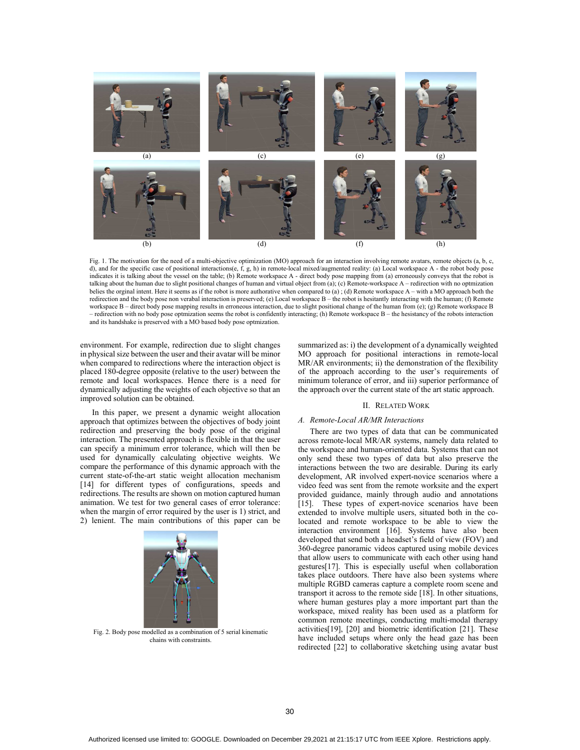Fig. 1. The motivation for the need of a multi-objective optimization (MO) approach for an interaction involving remote avatars, remote objects (a, b, c, d), and for the specific case of positional interactions(e, f, g, h) in remote-local mixed/augmented reality: (a) Local workspace A - the robot body pose indicates it is talking about the vessel on the table; (b) Remote workspace A - direct body pose mapping from (a) erroneously conveys that the robot is talking about the human due to slight positional changes of human and virtual object from (a); (c) Remote-workspace A – redirection with no optmization belies the orginal intent. Here it seems as if the robot is more authorative when compared to (a) ; (d) Remote workspace A – with a MO approach both the redirection and the body pose non verabal interaction is preserved; (e) Local workspace B – the robot is hesitantly interacting with the human; (f) Remote workspace B – direct body pose mapping results in erroneous interaction, due to slight positional change of the human from (e); (g) Remote workspace B – redirection with no body pose optmization seems the robot is confidently interacting; (h) Remote workspace B – the hesistancy of the robots interaction and its handshake is preserved with a MO based body pose optmization.

environment. For example, redirection due to slight changes in physical size between the user and their avatar will be minor when compared to redirections where the interaction object is placed 180-degree opposite (relative to the user) between the remote and local workspaces. Hence there is a need for dynamically adjusting the weights of each objective so that an improved solution can be obtained.

In this paper, we present a dynamic weight allocation approach that optimizes between the objectives of body joint redirection and preserving the body pose of the original interaction. The presented approach is flexible in that the user can specify a minimum error tolerance, which will then be used for dynamically calculating objective weights. We compare the performance of this dynamic approach with the current state-of-the-art static weight allocation mechanism [14] for different types of configurations, speeds and redirections. The results are shown on motion captured human animation. We test for two general cases of error tolerance: when the margin of error required by the user is 1) strict, and 2) lenient. The main contributions of this paper can be summarized as: i) the development of a dynamically weighted MO approach for positional interactions in remote-local MR/AR environments; ii) the demonstration of the flexibility of the approach according to the user's requirements of minimum tolerance of error, and iii) superior performance of the approach over the current state of the art static approach.

Fig. 2. Body pose modelled as a combination of 5 serial kinematic chains with constraints.

## II. Related Work

### A. Remote-Local AR/MR Interactions

There are two types of data that can be communicated across remote-local MR/AR systems, namely data related to the workspace and human-oriented data. Systems that can not only send these two types of data but also preserve the interactions between the two are desirable. During its early development, AR involved expert-novice scenarios where a video feed was sent from the remote worksite and the expert provided guidance, mainly through audio and annotations [15]. These types of expert-novice scenarios have been extended to involve multiple users, situated both in the co-located and remote workspace to be able to view the interaction environment [16]. Systems have also been developed that send both a headset's field of view (FOV) and 360-degree panoramic videos captured using mobile devices that allow users to communicate with each other using hand gestures[17]. This is especially useful when collaboration takes place outdoors. There have also been systems where multiple RGBD cameras capture a complete room scene and transport it across to the remote side [18]. In other situations, where human gestures play a more important part than the workspace, mixed reality has been used as a platform for common remote meetings, conducting multi-modal therapy activities[19], [20] and biometric identification [21]. These have included setups where only the head gaze has been redirected [22] to collaborative sketching using avatar bust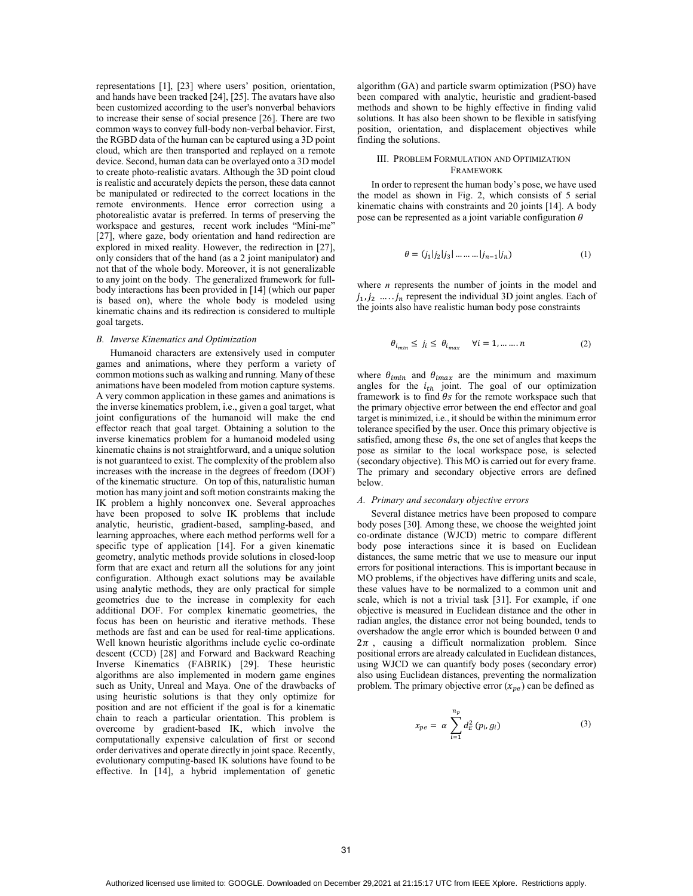representations [1], [23] where users' position, orientation, and hands have been tracked [24], [25]. The avatars have also been customized according to the user's nonverbal behaviors to increase their sense of social presence [26]. There are two common ways to convey full-body non-verbal behavior. First, the RGBD data of the human can be captured using a 3D point cloud, which are then transported and replayed on a remote device. Second, human data can be overlayed onto a 3D model to create photo-realistic avatars. Although the 3D point cloud is realistic and accurately depicts the person, these data cannot be manipulated or redirected to the correct locations in the remote environments. Hence error correction using a photorealistic avatar is preferred. In terms of preserving the workspace and gestures, recent work includes "Mini-me" [27], where gaze, body orientation and hand redirection are explored in mixed reality. However, the redirection in [27], only considers that of the hand (as a 2 joint manipulator) and not that of the whole body. Moreover, it is not generalizable to any joint on the body. The generalized framework for full-body interactions has been provided in [14] (which our paper is based on), where the whole body is modeled using kinematic chains and its redirection is considered to multiple goal targets.

### B. Inverse Kinematics and Optimization

Humanoid characters are extensively used in computer games and animations, where they perform a variety of common motions such as walking and running. Many of these animations have been modeled from motion capture systems. A very common application in these games and animations is the inverse kinematics problem, i.e., given a goal target, what joint configurations of the humanoid will make the end effector reach that goal target. Obtaining a solution to the inverse kinematics problem for a humanoid modeled using kinematic chains is not straightforward, and a unique solution is not guaranteed to exist. The complexity of the problem also increases with the increase in the degrees of freedom (DOF) of the kinematic structure. On top of this, naturalistic human motion has many joint and soft motion constraints making the IK problem a highly nonconvex one. Several approaches have been proposed to solve IK problems that include analytic, heuristic, gradient-based, sampling-based, and learning approaches, where each method performs well for a specific type of application [14]. For a given kinematic geometry, analytic methods provide solutions in closed-loop form that are exact and return all the solutions for any joint configuration. Although exact solutions may be available using analytic methods, they are only practical for simple geometries due to the increase in complexity for each additional DOF. For complex kinematic geometries, the focus has been on heuristic and iterative methods. These methods are fast and can be used for real-time applications. Well known heuristic algorithms include cyclic co-ordinate descent (CCD) [28] and Forward and Backward Reaching Inverse Kinematics (FABRIK) [29]. These heuristic algorithms are also implemented in modern game engines such as Unity, Unreal and Maya. One of the drawbacks of using heuristic solutions is that they only optimize for position and are not efficient if the goal is for a kinematic chain to reach a particular orientation. This problem is overcome by gradient-based IK, which involve the computationally expensive calculation of first or second order derivatives and operate directly in joint space. Recently, evolutionary computing-based IK solutions have found to be effective. In [14], a hybrid implementation of genetic algorithm (GA) and particle swarm optimization (PSO) have been compared with analytic, heuristic and gradient-based methods and shown to be highly effective in finding valid solutions. It has also been shown to be flexible in satisfying position, orientation, and displacement objectives while finding the solutions.

## III. Problem Formulation and Optimization Framework

In order to represent the human body's pose, we have used the model as shown in Fig. 2, which consists of 5 serial kinematic chains with constraints and 20 joints [14]. A body pose can be represented as a joint variable configuration $\theta$

$$\theta = (j_1|j_2|j_3|\dots\dots\dots|j_{n-1}|j_n) \tag{1}$$

where $n$ represents the number of joints in the model and $j_1, j_2 \dots\dots j_n$ represent the individual 3D joint angles. Each of the joints also have realistic human body pose constraints

$$\theta_{i_{min}} \leq j_i \leq \theta_{i_{max}} \quad \forall i = 1, \dots\dots n \tag{2}$$

where $\theta_{imin}$ and $\theta_{imax}$ are the minimum and maximum angles for the $i_{th}$ joint. The goal of our optimization framework is to find $\theta$s for the remote workspace such that the primary objective error between the end effector and goal target is minimized, i.e., it should be within the minimum error tolerance specified by the user. Once this primary objective is satisfied, among these $\theta$s, the one set of angles that keeps the pose as similar to the local workspace pose, is selected (secondary objective). This MO is carried out for every frame. The primary and secondary objective errors are defined below.

### A. Primary and secondary objective errors

Several distance metrics have been proposed to compare body poses [30]. Among these, we choose the weighted joint co-ordinate distance (WJCD) metric to compare different body pose interactions since it is based on Euclidean distances, the same metric that we use to measure our input errors for positional interactions. This is important because in MO problems, if the objectives have differing units and scale, these values have to be normalized to a common unit and scale, which is not a trivial task [31]. For example, if one objective is measured in Euclidean distance and the other in radian angles, the distance error not being bounded, tends to overshadow the angle error which is bounded between 0 and $2\pi$, causing a difficult normalization problem. Since positional errors are already calculated in Euclidean distances, using WJCD we can quantify body poses (secondary error) also using Euclidean distances, preventing the normalization problem. The primary objective error ($x_{pe}$) can be defined as

$$x_{pe} = \alpha \sum_{i=1}^{n_p} d_E^2\,(p_i, g_i) \tag{3}$$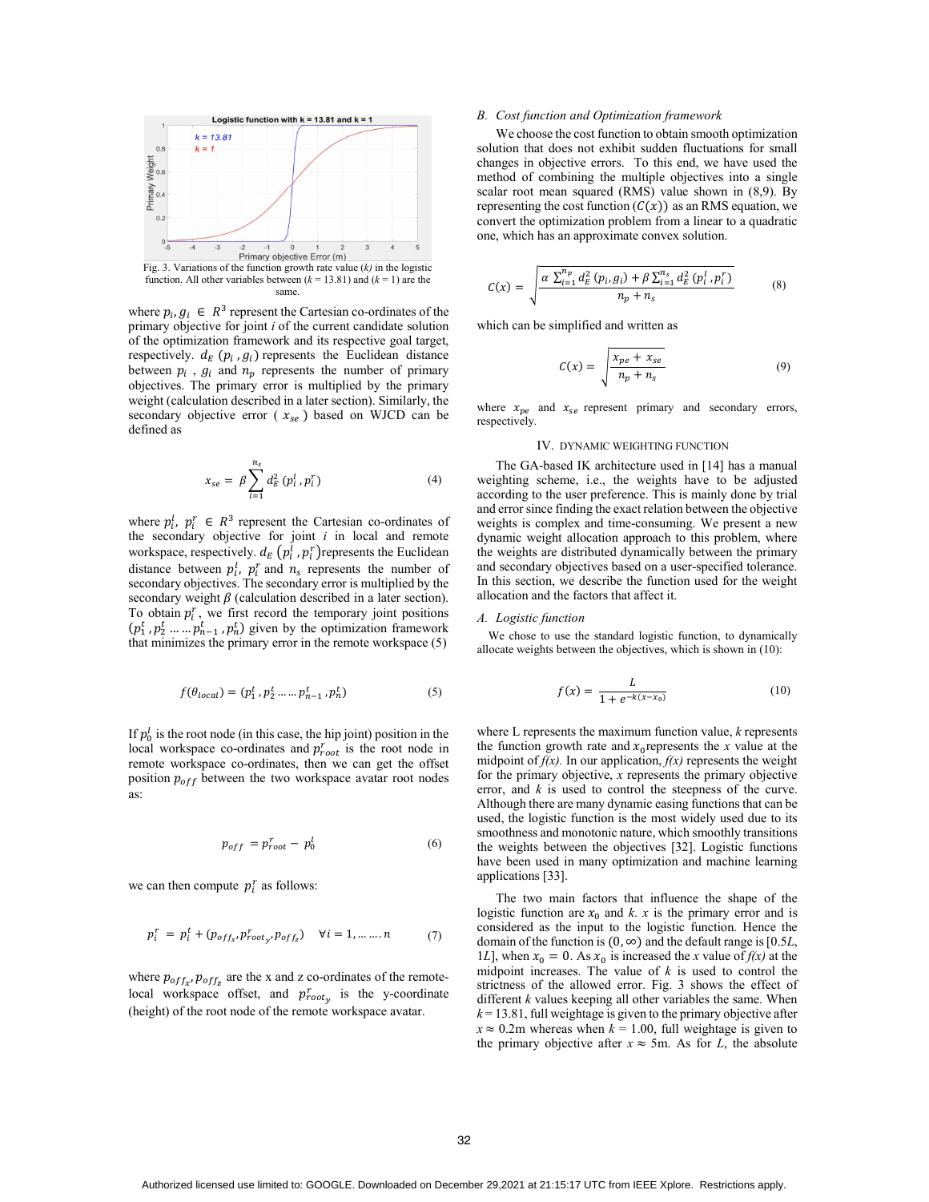Fig. 3. Variations of the function growth rate value (*k*) in the logistic function. All other variables between (*k* = 13.81) and (*k* = 1) are the same.

where $p_i, g_i \in R^3$ represent the Cartesian co-ordinates of the primary objective for joint $i$ of the current candidate solution of the optimization framework and its respective goal target, respectively. $d_E\ (p_i\ , g_i)$ represents the Euclidean distance between $p_i$ , $g_i$ and $n_p$ represents the number of primary objectives. The primary error is multiplied by the primary weight (calculation described in a later section). Similarly, the secondary objective error ( $x_{se}$ ) based on WJCD can be defined as

$$x_{se} = \beta \sum_{i=1}^{n_s} d_E^2\ (p_i^l\ , p_i^r) \tag{4}$$

where $p_i^l,\ p_i^r \in R^3$ represent the Cartesian co-ordinates of the secondary objective for joint $i$ in local and remote workspace, respectively. $d_E\left(p_i^l\ , p_i^r\right)$represents the Euclidean distance between $p_i^l,\ p_i^r$ and $n_s$ represents the number of secondary objectives. The secondary error is multiplied by the secondary weight $\beta$ (calculation described in a later section). To obtain $p_i^r$ , we first record the temporary joint positions $(p_1^t\ , p_2^t \dots \dots p_{n-1}^t\ , p_n^t)$ given by the optimization framework that minimizes the primary error in the remote workspace (5)

$$f(\theta_{local}) = (p_1^t\ , p_2^t \dots \dots p_{n-1}^t\ , p_n^t) \tag{5}$$

If $p_0^l$ is the root node (in this case, the hip joint) position in the local workspace co-ordinates and $p_{root}^r$ is the root node in remote workspace co-ordinates, then we can get the offset position $p_{off}$ between the two workspace avatar root nodes as:

$$p_{off} = p_{root}^r - p_0^l \tag{6}$$

we can then compute $p_i^r$ as follows:

$$p_i^r = p_i^t + (p_{off_x}, p_{root_y}^r, p_{off_z}) \quad \forall i = 1, \dots \dots n \tag{7}$$

where $p_{off_x}, p_{off_z}$ are the x and z co-ordinates of the remote-local workspace offset, and $p_{root_y}^r$ is the y-coordinate (height) of the root node of the remote workspace avatar.

## *B. Cost function and Optimization framework*

We choose the cost function to obtain smooth optimization solution that does not exhibit sudden fluctuations for small changes in objective errors. To this end, we have used the method of combining the multiple objectives into a single scalar root mean squared (RMS) value shown in (8,9). By representing the cost function ($C(x)$) as an RMS equation, we convert the optimization problem from a linear to a quadratic one, which has an approximate convex solution.

$$C(x) = \sqrt{\frac{\alpha\ \sum_{i=1}^{n_p} d_E^2\ (p_i, g_i) + \beta \sum_{i=1}^{n_s} d_E^2\ (p_i^l\ , p_i^r)}{n_p + n_s}} \tag{8}$$

which can be simplified and written as

$$C(x) = \sqrt{\frac{x_{pe} + x_{se}}{n_p + n_s}} \tag{9}$$

where $x_{pe}$ and $x_{se}$ represent primary and secondary errors, respectively.

## IV. Dynamic Weighting Function

The GA-based IK architecture used in [14] has a manual weighting scheme, i.e., the weights have to be adjusted according to the user preference. This is mainly done by trial and error since finding the exact relation between the objective weights is complex and time-consuming. We present a new dynamic weight allocation approach to this problem, where the weights are distributed dynamically between the primary and secondary objectives based on a user-specified tolerance. In this section, we describe the function used for the weight allocation and the factors that affect it.

### *A. Logistic function*

We chose to use the standard logistic function, to dynamically allocate weights between the objectives, which is shown in (10):

$$f(x) = \frac{L}{1 + e^{-k(x - x_0)}} \tag{10}$$

where L represents the maximum function value, *k* represents the function growth rate and $x_0$represents the $x$ value at the midpoint of *f(x).* In our application, *f(x)* represents the weight for the primary objective, $x$ represents the primary objective error, and $k$ is used to control the steepness of the curve. Although there are many dynamic easing functions that can be used, the logistic function is the most widely used due to its smoothness and monotonic nature, which smoothly transitions the weights between the objectives [32]. Logistic functions have been used in many optimization and machine learning applications [33].

The two main factors that influence the shape of the logistic function are $x_0$ and $k$. $x$ is the primary error and is considered as the input to the logistic function. Hence the domain of the function is $(0, \infty)$ and the default range is [0.5*L*, 1*L*], when $x_0 = 0$. As $x_0$ is increased the $x$ value of *f(x)* at the midpoint increases. The value of $k$ is used to control the strictness of the allowed error. Fig. 3 shows the effect of different $k$ values keeping all other variables the same. When $k$ = 13.81, full weightage is given to the primary objective after $x \approx 0.2$m whereas when $k$ = 1.00, full weightage is given to the primary objective after $x \approx 5$m. As for $L$, the absolute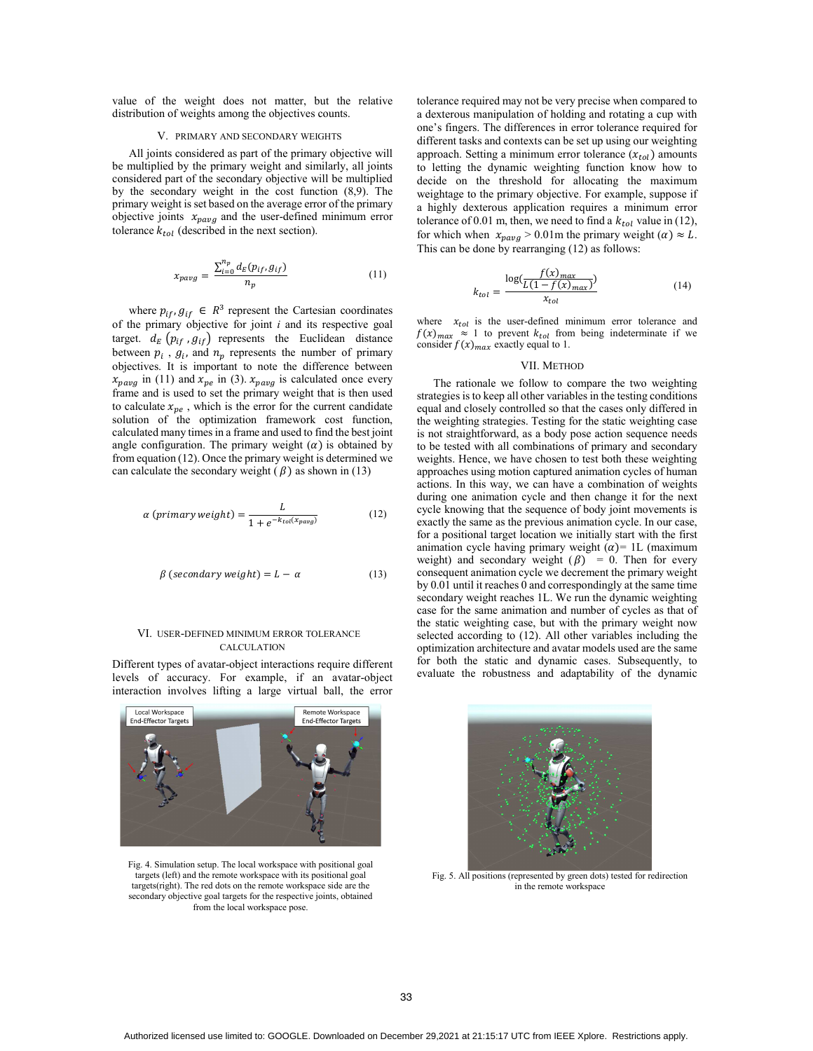value of the weight does not matter, but the relative distribution of weights among the objectives counts.

## V. Primary and Secondary Weights

All joints considered as part of the primary objective will be multiplied by the primary weight and similarly, all joints considered part of the secondary objective will be multiplied by the secondary weight in the cost function (8,9). The primary weight is set based on the average error of the primary objective joints $x_{pavg}$ and the user-defined minimum error tolerance $k_{tol}$ (described in the next section).

$$x_{pavg} = \frac{\sum_{i=0}^{n_p} d_E(p_{if}, g_{if})}{n_p} \tag{11}$$

where $p_{if}, g_{if} \in R^3$ represent the Cartesian coordinates of the primary objective for joint $i$ and its respective goal target. $d_E(p_{if}, g_{if})$ represents the Euclidean distance between $p_i$, $g_i$, and $n_p$ represents the number of primary objectives. It is important to note the difference between $x_{pavg}$ in (11) and $x_{pe}$ in (3). $x_{pavg}$ is calculated once every frame and is used to set the primary weight that is then used to calculate $x_{pe}$, which is the error for the current candidate solution of the optimization framework cost function, calculated many times in a frame and used to find the best joint angle configuration. The primary weight ($\alpha$) is obtained by from equation (12). Once the primary weight is determined we can calculate the secondary weight ($\beta$) as shown in (13)

$$\alpha\,(primary\,weight) = \frac{L}{1 + e^{-k_{tol}(x_{pavg})}} \tag{12}$$

$$\beta\,(secondary\,weight) = L - \alpha \tag{13}$$

## VI. User-Defined Minimum Error Tolerance Calculation

Different types of avatar-object interactions require different levels of accuracy. For example, if an avatar-object interaction involves lifting a large virtual ball, the error tolerance required may not be very precise when compared to a dexterous manipulation of holding and rotating a cup with one's fingers. The differences in error tolerance required for different tasks and contexts can be set up using our weighting approach. Setting a minimum error tolerance ($x_{tol}$) amounts to letting the dynamic weighting function know how to decide on the threshold for allocating the maximum weightage to the primary objective. For example, suppose if a highly dexterous application requires a minimum error tolerance of 0.01 m, then, we need to find a $k_{tol}$ value in (12), for which when $x_{pavg}$ > 0.01m the primary weight ($\alpha$) $\approx L$. This can be done by rearranging (12) as follows:

$$k_{tol} = \frac{\log\left(\frac{f(x)_{max}}{L(1 - f(x)_{max})}\right)}{x_{tol}} \tag{14}$$

where $x_{tol}$ is the user-defined minimum error tolerance and $f(x)_{max} \approx 1$ to prevent $k_{tol}$ from being indeterminate if we consider $f(x)_{max}$ exactly equal to 1.

## VII. Method

The rationale we follow to compare the two weighting strategies is to keep all other variables in the testing conditions equal and closely controlled so that the cases only differed in the weighting strategies. Testing for the static weighting case is not straightforward, as a body pose action sequence needs to be tested with all combinations of primary and secondary weights. Hence, we have chosen to test both these weighting approaches using motion captured animation cycles of human actions. In this way, we can have a combination of weights during one animation cycle and then change it for the next cycle knowing that the sequence of body joint movements is exactly the same as the previous animation cycle. In our case, for a positional target location we initially start with the first animation cycle having primary weight ($\alpha$)= 1L (maximum weight) and secondary weight ($\beta$) = 0. Then for every consequent animation cycle we decrement the primary weight by 0.01 until it reaches 0 and correspondingly at the same time secondary weight reaches 1L. We run the dynamic weighting case for the same animation and number of cycles as that of the static weighting case, but with the primary weight now selected according to (12). All other variables including the optimization architecture and avatar models used are the same for both the static and dynamic cases. Subsequently, to evaluate the robustness and adaptability of the dynamic

Fig. 4. Simulation setup. The local workspace with positional goal targets (left) and the remote workspace with its positional goal targets(right). The red dots on the remote workspace side are the secondary objective goal targets for the respective joints, obtained from the local workspace pose.

Fig. 5. All positions (represented by green dots) tested for redirection in the remote workspace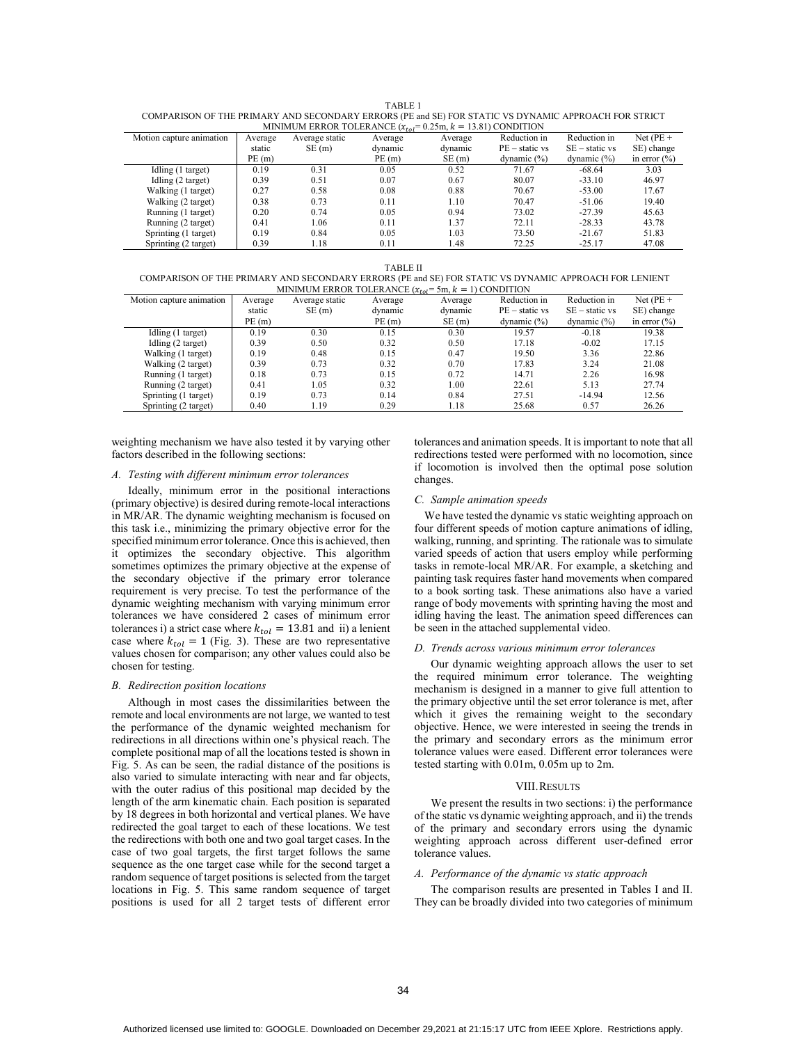TABLE I

COMPARISON OF THE PRIMARY AND SECONDARY ERRORS (PE and SE) FOR STATIC VS DYNAMIC APPROACH FOR STRICT MINIMUM ERROR TOLERANCE ($x_{tol}$= 0.25m, $k$ = 13.81) CONDITION

| Motion capture animation | Average static PE (m) | Average static SE (m) | Average dynamic PE (m) | Average dynamic SE (m) | Reduction in PE – static vs dynamic (%) | Reduction in SE – static vs dynamic (%) | Net (PE + SE) change in error (%) |
|---|---|---|---|---|---|---|---|
| Idling (1 target) | 0.19 | 0.31 | 0.05 | 0.52 | 71.67 | -68.64 | 3.03 |
| Idling (2 target) | 0.39 | 0.51 | 0.07 | 0.67 | 80.07 | -33.10 | 46.97 |
| Walking (1 target) | 0.27 | 0.58 | 0.08 | 0.88 | 70.67 | -53.00 | 17.67 |
| Walking (2 target) | 0.38 | 0.73 | 0.11 | 1.10 | 70.47 | -51.06 | 19.40 |
| Running (1 target) | 0.20 | 0.74 | 0.05 | 0.94 | 73.02 | -27.39 | 45.63 |
| Running (2 target) | 0.41 | 1.06 | 0.11 | 1.37 | 72.11 | -28.33 | 43.78 |
| Sprinting (1 target) | 0.19 | 0.84 | 0.05 | 1.03 | 73.50 | -21.67 | 51.83 |
| Sprinting (2 target) | 0.39 | 1.18 | 0.11 | 1.48 | 72.25 | -25.17 | 47.08 |

TABLE II

COMPARISON OF THE PRIMARY AND SECONDARY ERRORS (PE and SE) FOR STATIC VS DYNAMIC APPROACH FOR LENIENT MINIMUM ERROR TOLERANCE ($x_{tol}$= 5m, $k$ = 1) CONDITION

| Motion capture animation | Average static PE (m) | Average static SE (m) | Average dynamic PE (m) | Average dynamic SE (m) | Reduction in PE – static vs dynamic (%) | Reduction in SE – static vs dynamic (%) | Net (PE + SE) change in error (%) |
|---|---|---|---|---|---|---|---|
| Idling (1 target) | 0.19 | 0.30 | 0.15 | 0.30 | 19.57 | -0.18 | 19.38 |
| Idling (2 target) | 0.39 | 0.50 | 0.32 | 0.50 | 17.18 | -0.02 | 17.15 |
| Walking (1 target) | 0.19 | 0.48 | 0.15 | 0.47 | 19.50 | 3.36 | 22.86 |
| Walking (2 target) | 0.39 | 0.73 | 0.32 | 0.70 | 17.83 | 3.24 | 21.08 |
| Running (1 target) | 0.18 | 0.73 | 0.15 | 0.72 | 14.71 | 2.26 | 16.98 |
| Running (2 target) | 0.41 | 1.05 | 0.32 | 1.00 | 22.61 | 5.13 | 27.74 |
| Sprinting (1 target) | 0.19 | 0.73 | 0.14 | 0.84 | 27.51 | -14.94 | 12.56 |
| Sprinting (2 target) | 0.40 | 1.19 | 0.29 | 1.18 | 25.68 | 0.57 | 26.26 |

weighting mechanism we have also tested it by varying other factors described in the following sections:

### *A. Testing with different minimum error tolerances*

Ideally, minimum error in the positional interactions (primary objective) is desired during remote-local interactions in MR/AR. The dynamic weighting mechanism is focused on this task i.e., minimizing the primary objective error for the specified minimum error tolerance. Once this is achieved, then it optimizes the secondary objective. This algorithm sometimes optimizes the primary objective at the expense of the secondary objective if the primary error tolerance requirement is very precise. To test the performance of the dynamic weighting mechanism with varying minimum error tolerances we have considered 2 cases of minimum error tolerances i) a strict case where $k_{tol} = 13.81$ and ii) a lenient case where $k_{tol} = 1$ (Fig. 3). These are two representative values chosen for comparison; any other values could also be chosen for testing.

### *B. Redirection position locations*

Although in most cases the dissimilarities between the remote and local environments are not large, we wanted to test the performance of the dynamic weighted mechanism for redirections in all directions within one's physical reach. The complete positional map of all the locations tested is shown in Fig. 5. As can be seen, the radial distance of the positions is also varied to simulate interacting with near and far objects, with the outer radius of this positional map decided by the length of the arm kinematic chain. Each position is separated by 18 degrees in both horizontal and vertical planes. We have redirected the goal target to each of these locations. We test the redirections with both one and two goal target cases. In the case of two goal targets, the first target follows the same sequence as the one target case while for the second target a random sequence of target positions is selected from the target locations in Fig. 5. This same random sequence of target positions is used for all 2 target tests of different error tolerances and animation speeds. It is important to note that all redirections tested were performed with no locomotion, since if locomotion is involved then the optimal pose solution changes.

### *C. Sample animation speeds*

We have tested the dynamic vs static weighting approach on four different speeds of motion capture animations of idling, walking, running, and sprinting. The rationale was to simulate varied speeds of action that users employ while performing tasks in remote-local MR/AR. For example, a sketching and painting task requires faster hand movements when compared to a book sorting task. These animations also have a varied range of body movements with sprinting having the most and idling having the least. The animation speed differences can be seen in the attached supplemental video.

### *D. Trends across various minimum error tolerances*

Our dynamic weighting approach allows the user to set the required minimum error tolerance. The weighting mechanism is designed in a manner to give full attention to the primary objective until the set error tolerance is met, after which it gives the remaining weight to the secondary objective. Hence, we were interested in seeing the trends in the primary and secondary errors as the minimum error tolerance values were eased. Different error tolerances were tested starting with 0.01m, 0.05m up to 2m.

## VIII. RESULTS

We present the results in two sections: i) the performance of the static vs dynamic weighting approach, and ii) the trends of the primary and secondary errors using the dynamic weighting approach across different user-defined error tolerance values.

### *A. Performance of the dynamic vs static approach*

The comparison results are presented in Tables I and II. They can be broadly divided into two categories of minimum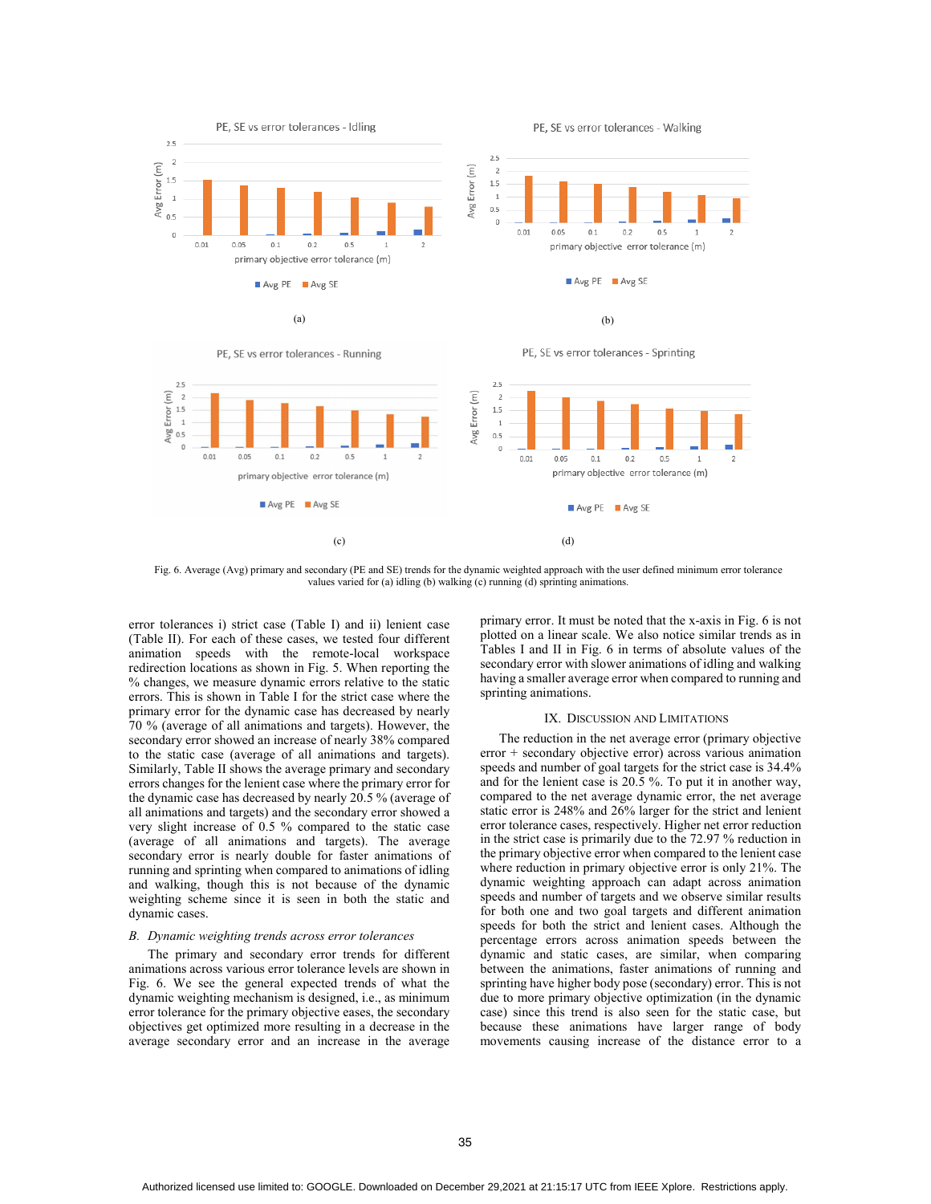Fig. 6. Average (Avg) primary and secondary (PE and SE) trends for the dynamic weighted approach with the user defined minimum error tolerance values varied for (a) idling (b) walking (c) running (d) sprinting animations.

error tolerances i) strict case (Table I) and ii) lenient case (Table II). For each of these cases, we tested four different animation speeds with the remote-local workspace redirection locations as shown in Fig. 5. When reporting the % changes, we measure dynamic errors relative to the static errors. This is shown in Table I for the strict case where the primary error for the dynamic case has decreased by nearly 70 % (average of all animations and targets). However, the secondary error showed an increase of nearly 38% compared to the static case (average of all animations and targets). Similarly, Table II shows the average primary and secondary errors changes for the lenient case where the primary error for the dynamic case has decreased by nearly 20.5 % (average of all animations and targets) and the secondary error showed a very slight increase of 0.5 % compared to the static case (average of all animations and targets). The average secondary error is nearly double for faster animations of running and sprinting when compared to animations of idling and walking, though this is not because of the dynamic weighting scheme since it is seen in both the static and dynamic cases.

### B. Dynamic weighting trends across error tolerances

The primary and secondary error trends for different animations across various error tolerance levels are shown in Fig. 6. We see the general expected trends of what the dynamic weighting mechanism is designed, i.e., as minimum error tolerance for the primary objective eases, the secondary objectives get optimized more resulting in a decrease in the average secondary error and an increase in the average primary error. It must be noted that the x-axis in Fig. 6 is not plotted on a linear scale. We also notice similar trends as in Tables I and II in Fig. 6 in terms of absolute values of the secondary error with slower animations of idling and walking having a smaller average error when compared to running and sprinting animations.

## IX. Discussion and Limitations

The reduction in the net average error (primary objective error + secondary objective error) across various animation speeds and number of goal targets for the strict case is 34.4% and for the lenient case is 20.5 %. To put it in another way, compared to the net average dynamic error, the net average static error is 248% and 26% larger for the strict and lenient error tolerance cases, respectively. Higher net error reduction in the strict case is primarily due to the 72.97 % reduction in the primary objective error when compared to the lenient case where reduction in primary objective error is only 21%. The dynamic weighting approach can adapt across animation speeds and number of targets and we observe similar results for both one and two goal targets and different animation speeds for both the strict and lenient cases. Although the percentage errors across animation speeds between the dynamic and static cases, are similar, when comparing between the animations, faster animations of running and sprinting have higher body pose (secondary) error. This is not due to more primary objective optimization (in the dynamic case) since this trend is also seen for the static case, but because these animations have larger range of body movements causing increase of the distance error to a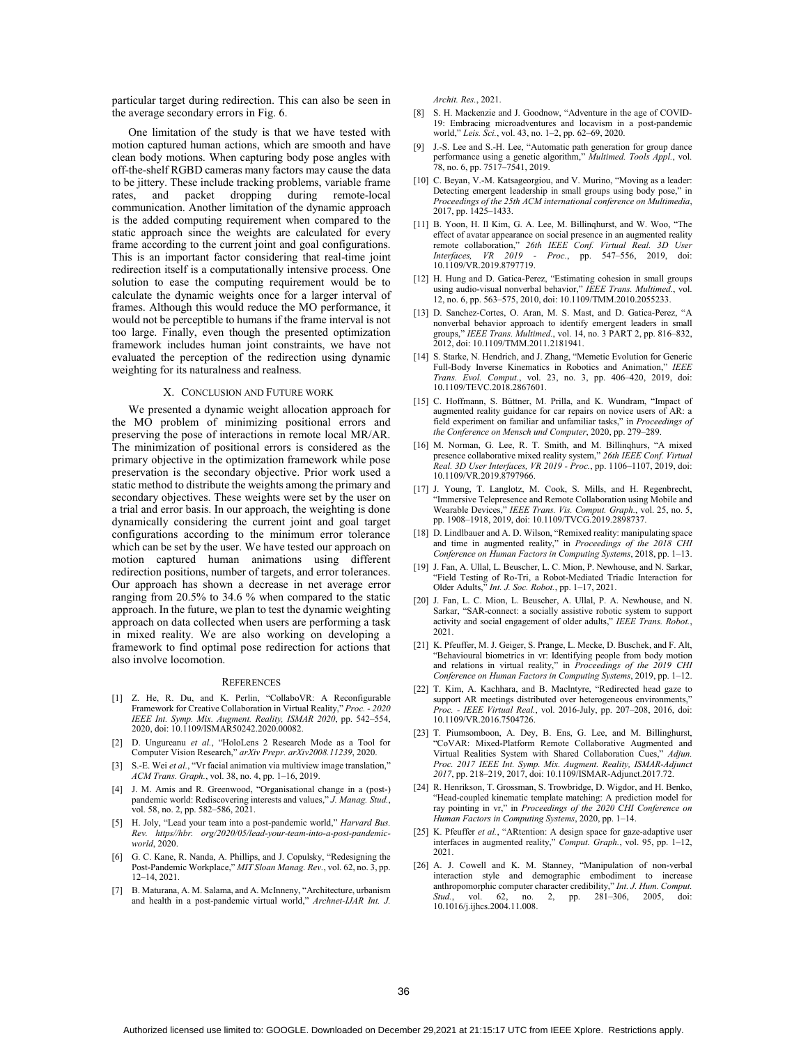particular target during redirection. This can also be seen in the average secondary errors in Fig. 6.

One limitation of the study is that we have tested with motion captured human actions, which are smooth and have clean body motions. When capturing body pose angles with off-the-shelf RGBD cameras many factors may cause the data to be jittery. These include tracking problems, variable frame rates, and packet dropping during remote-local communication. Another limitation of the dynamic approach is the added computing requirement when compared to the static approach since the weights are calculated for every frame according to the current joint and goal configurations. This is an important factor considering that real-time joint redirection itself is a computationally intensive process. One solution to ease the computing requirement would be to calculate the dynamic weights once for a larger interval of frames. Although this would reduce the MO performance, it would not be perceptible to humans if the frame interval is not too large. Finally, even though the presented optimization framework includes human joint constraints, we have not evaluated the perception of the redirection using dynamic weighting for its naturalness and realness.

## X. Conclusion and Future work

We presented a dynamic weight allocation approach for the MO problem of minimizing positional errors and preserving the pose of interactions in remote local MR/AR. The minimization of positional errors is considered as the primary objective in the optimization framework while pose preservation is the secondary objective. Prior work used a static method to distribute the weights among the primary and secondary objectives. These weights were set by the user on a trial and error basis. In our approach, the weighting is done dynamically considering the current joint and goal target configurations according to the minimum error tolerance which can be set by the user. We have tested our approach on motion captured human animations using different redirection positions, number of targets, and error tolerances. Our approach has shown a decrease in net average error ranging from 20.5% to 34.6 % when compared to the static approach. In the future, we plan to test the dynamic weighting approach on data collected when users are performing a task in mixed reality. We are also working on developing a framework to find optimal pose redirection for actions that also involve locomotion.

## References

[1] Z. He, R. Du, and K. Perlin, "CollaboVR: A Reconfigurable Framework for Creative Collaboration in Virtual Reality," *Proc. - 2020 IEEE Int. Symp. Mix. Augment. Reality, ISMAR 2020*, pp. 542–554, 2020, doi: 10.1109/ISMAR50242.2020.00082.

[2] D. Ungureanu *et al.*, "HoloLens 2 Research Mode as a Tool for Computer Vision Research," *arXiv Prepr. arXiv2008.11239*, 2020.

[3] S.-E. Wei *et al.*, "Vr facial animation via multiview image translation," *ACM Trans. Graph.*, vol. 38, no. 4, pp. 1–16, 2019.

[4] J. M. Amis and R. Greenwood, "Organisational change in a (post-) pandemic world: Rediscovering interests and values," *J. Manag. Stud.*, vol. 58, no. 2, pp. 582–586, 2021.

[5] H. Joly, "Lead your team into a post-pandemic world," *Harvard Bus. Rev. https//hbr. org/2020/05/lead-your-team-into-a-post-pandemic-world*, 2020.

[6] G. C. Kane, R. Nanda, A. Phillips, and J. Copulsky, "Redesigning the Post-Pandemic Workplace," *MIT Sloan Manag. Rev.*, vol. 62, no. 3, pp. 12–14, 2021.

[7] B. Maturana, A. M. Salama, and A. McInneny, "Architecture, urbanism and health in a post-pandemic virtual world," *Archnet-IJAR Int. J. Archit. Res.*, 2021.

[8] S. H. Mackenzie and J. Goodnow, "Adventure in the age of COVID-19: Embracing microadventures and locavism in a post-pandemic world," *Leis. Sci.*, vol. 43, no. 1–2, pp. 62–69, 2020.

[9] J.-S. Lee and S.-H. Lee, "Automatic path generation for group dance performance using a genetic algorithm," *Multimed. Tools Appl.*, vol. 78, no. 6, pp. 7517–7541, 2019.

[10] C. Beyan, V.-M. Katsageorgiou, and V. Murino, "Moving as a leader: Detecting emergent leadership in small groups using body pose," in *Proceedings of the 25th ACM international conference on Multimedia*, 2017, pp. 1425–1433.

[11] B. Yoon, H. Il Kim, G. A. Lee, M. Billinqhurst, and W. Woo, "The effect of avatar appearance on social presence in an augmented reality remote collaboration," *26th IEEE Conf. Virtual Real. 3D User Interfaces, VR 2019 - Proc.*, pp. 547–556, 2019, doi: 10.1109/VR.2019.8797719.

[12] H. Hung and D. Gatica-Perez, "Estimating cohesion in small groups using audio-visual nonverbal behavior," *IEEE Trans. Multimed.*, vol. 12, no. 6, pp. 563–575, 2010, doi: 10.1109/TMM.2010.2055233.

[13] D. Sanchez-Cortes, O. Aran, M. S. Mast, and D. Gatica-Perez, "A nonverbal behavior approach to identify emergent leaders in small groups," *IEEE Trans. Multimed.*, vol. 14, no. 3 PART 2, pp. 816–832, 2012, doi: 10.1109/TMM.2011.2181941.

[14] S. Starke, N. Hendrich, and J. Zhang, "Memetic Evolution for Generic Full-Body Inverse Kinematics in Robotics and Animation," *IEEE Trans. Evol. Comput.*, vol. 23, no. 3, pp. 406–420, 2019, doi: 10.1109/TEVC.2018.2867601.

[15] C. Hoffmann, S. Büttner, M. Prilla, and K. Wundram, "Impact of augmented reality guidance for car repairs on novice users of AR: a field experiment on familiar and unfamiliar tasks," in *Proceedings of the Conference on Mensch und Computer*, 2020, pp. 279–289.

[16] M. Norman, G. Lee, R. T. Smith, and M. Billinqhurs, "A mixed presence collaborative mixed reality system," *26th IEEE Conf. Virtual Real. 3D User Interfaces, VR 2019 - Proc.*, pp. 1106–1107, 2019, doi: 10.1109/VR.2019.8797966.

[17] J. Young, T. Langlotz, M. Cook, S. Mills, and H. Regenbrecht, "Immersive Telepresence and Remote Collaboration using Mobile and Wearable Devices," *IEEE Trans. Vis. Comput. Graph.*, vol. 25, no. 5, pp. 1908–1918, 2019, doi: 10.1109/TVCG.2019.2898737.

[18] D. Lindlbauer and A. D. Wilson, "Remixed reality: manipulating space and time in augmented reality," in *Proceedings of the 2018 CHI Conference on Human Factors in Computing Systems*, 2018, pp. 1–13.

[19] J. Fan, A. Ullal, L. Beuscher, L. C. Mion, P. Newhouse, and N. Sarkar, "Field Testing of Ro-Tri, a Robot-Mediated Triadic Interaction for Older Adults," *Int. J. Soc. Robot.*, pp. 1–17, 2021.

[20] J. Fan, L. C. Mion, L. Beuscher, A. Ullal, P. A. Newhouse, and N. Sarkar, "SAR-connect: a socially assistive robotic system to support activity and social engagement of older adults," *IEEE Trans. Robot.*, 2021.

[21] K. Pfeuffer, M. J. Geiger, S. Prange, L. Mecke, D. Buschek, and F. Alt, "Behavioural biometrics in vr: Identifying people from body motion and relations in virtual reality," in *Proceedings of the 2019 CHI Conference on Human Factors in Computing Systems*, 2019, pp. 1–12.

[22] T. Kim, A. Kachhara, and B. MacIntyre, "Redirected head gaze to support AR meetings distributed over heterogeneous environments," *Proc. - IEEE Virtual Real.*, vol. 2016-July, pp. 207–208, 2016, doi: 10.1109/VR.2016.7504726.

[23] T. Piumsomboon, A. Dey, B. Ens, G. Lee, and M. Billinghurst, "CoVAR: Mixed-Platform Remote Collaborative Augmented and Virtual Realities System with Shared Collaboration Cues," *Adjun. Proc. 2017 IEEE Int. Symp. Mix. Augment. Reality, ISMAR-Adjunct 2017*, pp. 218–219, 2017, doi: 10.1109/ISMAR-Adjunct.2017.72.

[24] R. Henrikson, T. Grossman, S. Trowbridge, D. Wigdor, and H. Benko, "Head-coupled kinematic template matching: A prediction model for ray pointing in vr," in *Proceedings of the 2020 CHI Conference on Human Factors in Computing Systems*, 2020, pp. 1–14.

[25] K. Pfeuffer *et al.*, "ARtention: A design space for gaze-adaptive user interfaces in augmented reality," *Comput. Graph.*, vol. 95, pp. 1–12, 2021.

[26] A. J. Cowell and K. M. Stanney, "Manipulation of non-verbal interaction style and demographic embodiment to increase anthropomorphic computer character credibility," *Int. J. Hum. Comput. Stud.*, vol. 62, no. 2, pp. 281–306, 2005, doi: 10.1016/j.ijhcs.2004.11.008.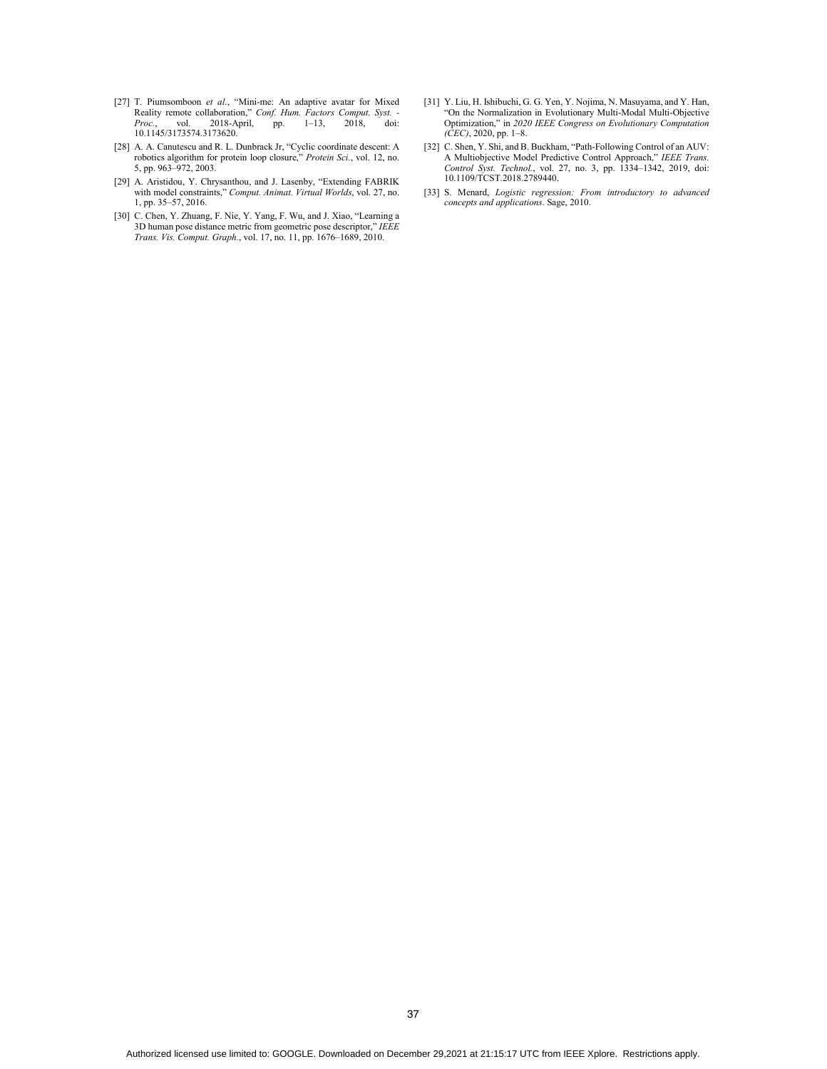[27] T. Piumsomboon *et al.*, "Mini-me: An adaptive avatar for Mixed Reality remote collaboration," *Conf. Hum. Factors Comput. Syst. - Proc.*, vol. 2018-April, pp. 1–13, 2018, doi: 10.1145/3173574.3173620.

[28] A. A. Canutescu and R. L. Dunbrack Jr, "Cyclic coordinate descent: A robotics algorithm for protein loop closure," *Protein Sci.*, vol. 12, no. 5, pp. 963–972, 2003.

[29] A. Aristidou, Y. Chrysanthou, and J. Lasenby, "Extending FABRIK with model constraints," *Comput. Animat. Virtual Worlds*, vol. 27, no. 1, pp. 35–57, 2016.

[30] C. Chen, Y. Zhuang, F. Nie, Y. Yang, F. Wu, and J. Xiao, "Learning a 3D human pose distance metric from geometric pose descriptor," *IEEE Trans. Vis. Comput. Graph.*, vol. 17, no. 11, pp. 1676–1689, 2010.

[31] Y. Liu, H. Ishibuchi, G. G. Yen, Y. Nojima, N. Masuyama, and Y. Han, "On the Normalization in Evolutionary Multi-Modal Multi-Objective Optimization," in *2020 IEEE Congress on Evolutionary Computation (CEC)*, 2020, pp. 1–8.

[32] C. Shen, Y. Shi, and B. Buckham, "Path-Following Control of an AUV: A Multiobjective Model Predictive Control Approach," *IEEE Trans. Control Syst. Technol.*, vol. 27, no. 3, pp. 1334–1342, 2019, doi: 10.1109/TCST.2018.2789440.

[33] S. Menard, *Logistic regression: From introductory to advanced concepts and applications*. Sage, 2010.